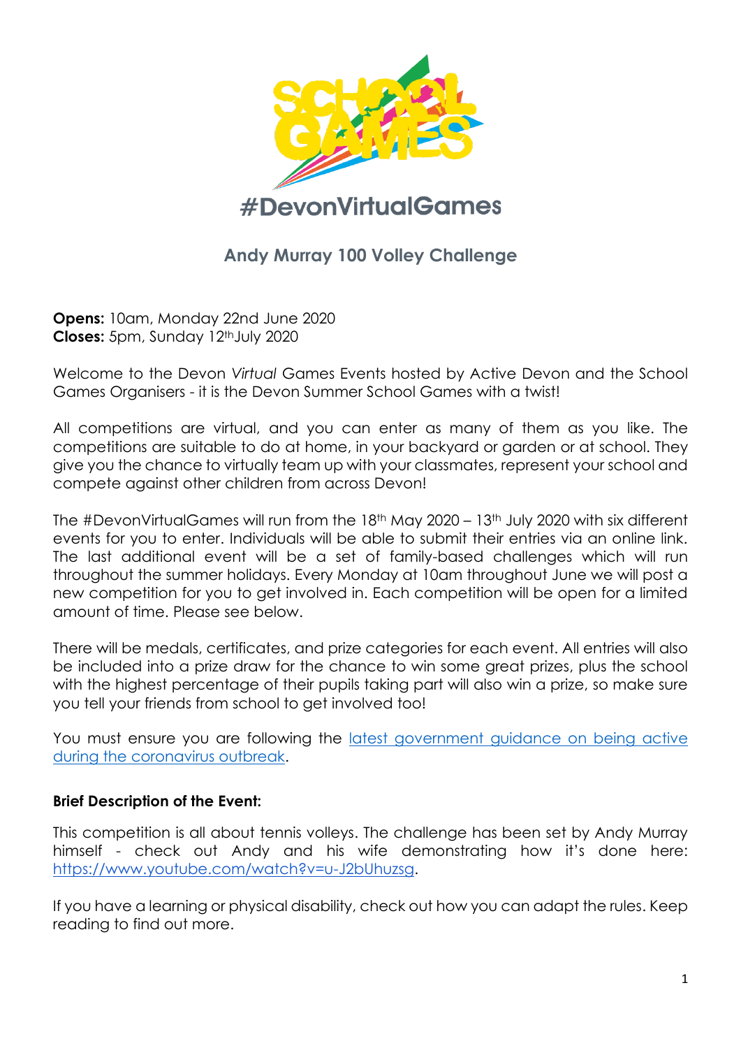#DevonVirtualGames

## Andy Murray 100 Volley Challenge

**Opens:** 10am, Monday 22nd June 2020
**Closes:** 5pm, Sunday 12th July 2020

Welcome to the Devon *Virtual* Games Events hosted by Active Devon and the School Games Organisers - it is the Devon Summer School Games with a twist!

All competitions are virtual, and you can enter as many of them as you like. The competitions are suitable to do at home, in your backyard or garden or at school. They give you the chance to virtually team up with your classmates, represent your school and compete against other children from across Devon!

The #DevonVirtualGames will run from the 18th May 2020 – 13th July 2020 with six different events for you to enter. Individuals will be able to submit their entries via an online link. The last additional event will be a set of family-based challenges which will run throughout the summer holidays. Every Monday at 10am throughout June we will post a new competition for you to get involved in. Each competition will be open for a limited amount of time. Please see below.

There will be medals, certificates, and prize categories for each event. All entries will also be included into a prize draw for the chance to win some great prizes, plus the school with the highest percentage of their pupils taking part will also win a prize, so make sure you tell your friends from school to get involved too!

You must ensure you are following the latest government guidance on being active during the coronavirus outbreak.

**Brief Description of the Event:**

This competition is all about tennis volleys. The challenge has been set by Andy Murray himself - check out Andy and his wife demonstrating how it's done here: https://www.youtube.com/watch?v=u-J2bUhuzsg.

If you have a learning or physical disability, check out how you can adapt the rules. Keep reading to find out more.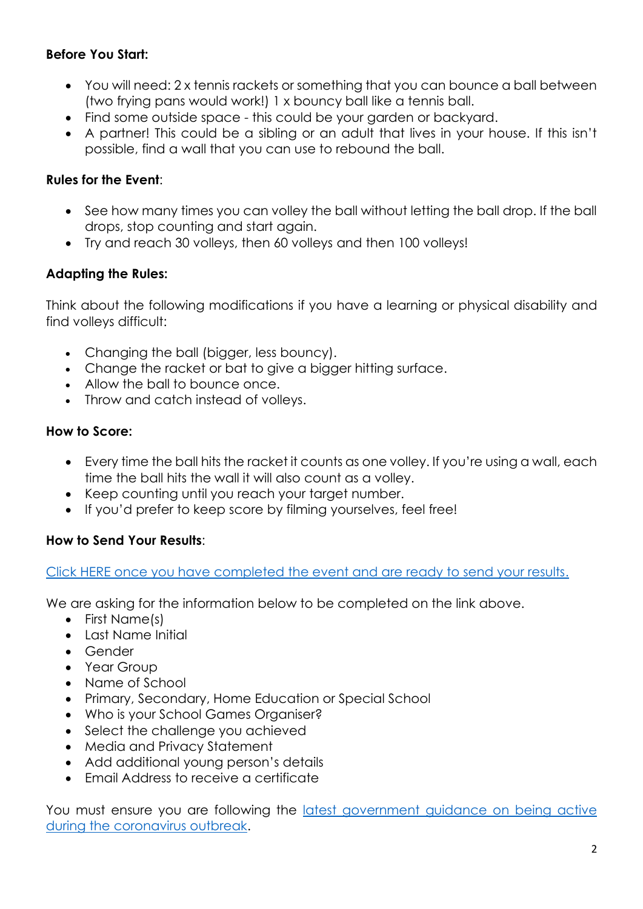**Before You Start:**

- You will need: 2 x tennis rackets or something that you can bounce a ball between (two frying pans would work!) 1 x bouncy ball like a tennis ball.
- Find some outside space - this could be your garden or backyard.
- A partner! This could be a sibling or an adult that lives in your house. If this isn't possible, find a wall that you can use to rebound the ball.

**Rules for the Event**:

- See how many times you can volley the ball without letting the ball drop. If the ball drops, stop counting and start again.
- Try and reach 30 volleys, then 60 volleys and then 100 volleys!

**Adapting the Rules:**

Think about the following modifications if you have a learning or physical disability and find volleys difficult:

- Changing the ball (bigger, less bouncy).
- Change the racket or bat to give a bigger hitting surface.
- Allow the ball to bounce once.
- Throw and catch instead of volleys.

**How to Score:**

- Every time the ball hits the racket it counts as one volley. If you're using a wall, each time the ball hits the wall it will also count as a volley.
- Keep counting until you reach your target number.
- If you'd prefer to keep score by filming yourselves, feel free!

**How to Send Your Results**:

Click HERE once you have completed the event and are ready to send your results.

We are asking for the information below to be completed on the link above.

- First Name(s)
- Last Name Initial
- Gender
- Year Group
- Name of School
- Primary, Secondary, Home Education or Special School
- Who is your School Games Organiser?
- Select the challenge you achieved
- Media and Privacy Statement
- Add additional young person's details
- Email Address to receive a certificate

You must ensure you are following the latest government guidance on being active during the coronavirus outbreak.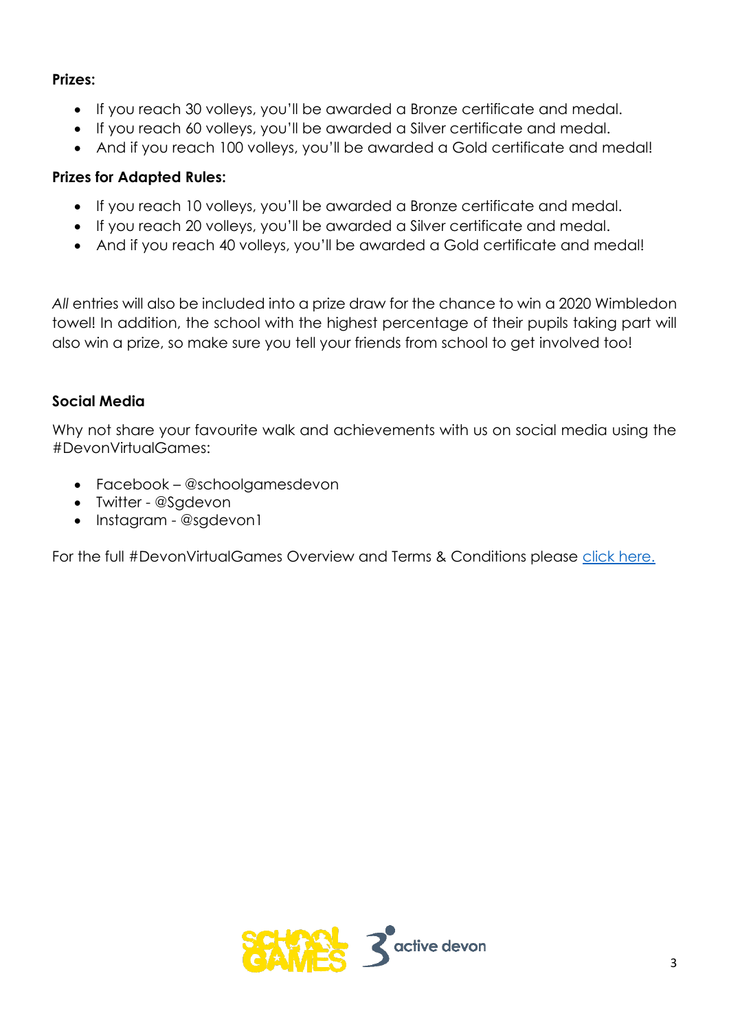**Prizes:**

- If you reach 30 volleys, you'll be awarded a Bronze certificate and medal.
- If you reach 60 volleys, you'll be awarded a Silver certificate and medal.
- And if you reach 100 volleys, you'll be awarded a Gold certificate and medal!

**Prizes for Adapted Rules:**

- If you reach 10 volleys, you'll be awarded a Bronze certificate and medal.
- If you reach 20 volleys, you'll be awarded a Silver certificate and medal.
- And if you reach 40 volleys, you'll be awarded a Gold certificate and medal!

*All* entries will also be included into a prize draw for the chance to win a 2020 Wimbledon towel! In addition, the school with the highest percentage of their pupils taking part will also win a prize, so make sure you tell your friends from school to get involved too!

**Social Media**

Why not share your favourite walk and achievements with us on social media using the #DevonVirtualGames:

- Facebook – @schoolgamesdevon
- Twitter - @Sgdevon
- Instagram - @sgdevon1

For the full #DevonVirtualGames Overview and Terms & Conditions please click here.